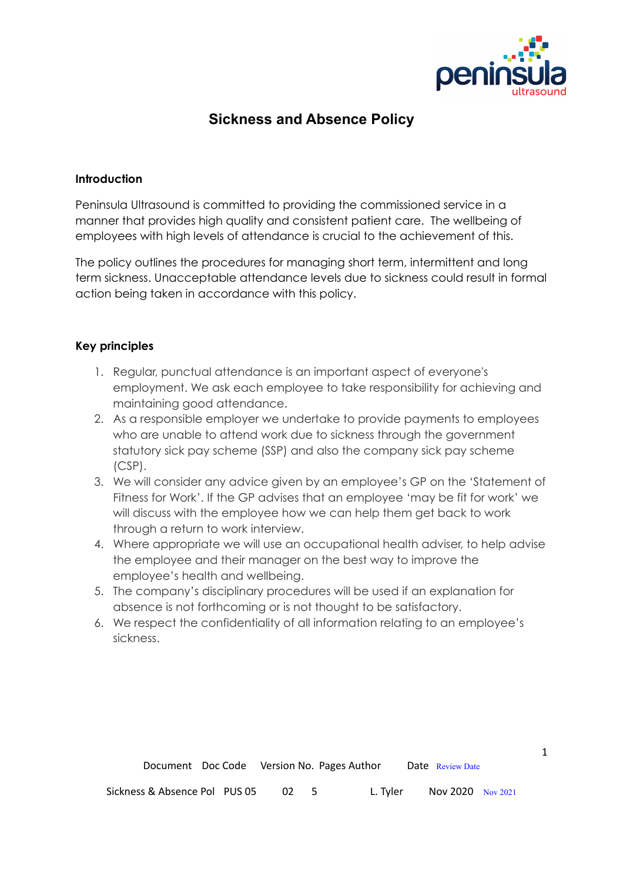# Sickness and Absence Policy

## Introduction

Peninsula Ultrasound is committed to providing the commissioned service in a manner that provides high quality and consistent patient care. The wellbeing of employees with high levels of attendance is crucial to the achievement of this.

The policy outlines the procedures for managing short term, intermittent and long term sickness. Unacceptable attendance levels due to sickness could result in formal action being taken in accordance with this policy.

## Key principles

1. Regular, punctual attendance is an important aspect of everyone's employment. We ask each employee to take responsibility for achieving and maintaining good attendance.
2. As a responsible employer we undertake to provide payments to employees who are unable to attend work due to sickness through the government statutory sick pay scheme (SSP) and also the company sick pay scheme (CSP).
3. We will consider any advice given by an employee's GP on the 'Statement of Fitness for Work'. If the GP advises that an employee 'may be fit for work' we will discuss with the employee how we can help them get back to work through a return to work interview.
4. Where appropriate we will use an occupational health adviser, to help advise the employee and their manager on the best way to improve the employee's health and wellbeing.
5. The company's disciplinary procedures will be used if an explanation for absence is not forthcoming or is not thought to be satisfactory.
6. We respect the confidentiality of all information relating to an employee's sickness.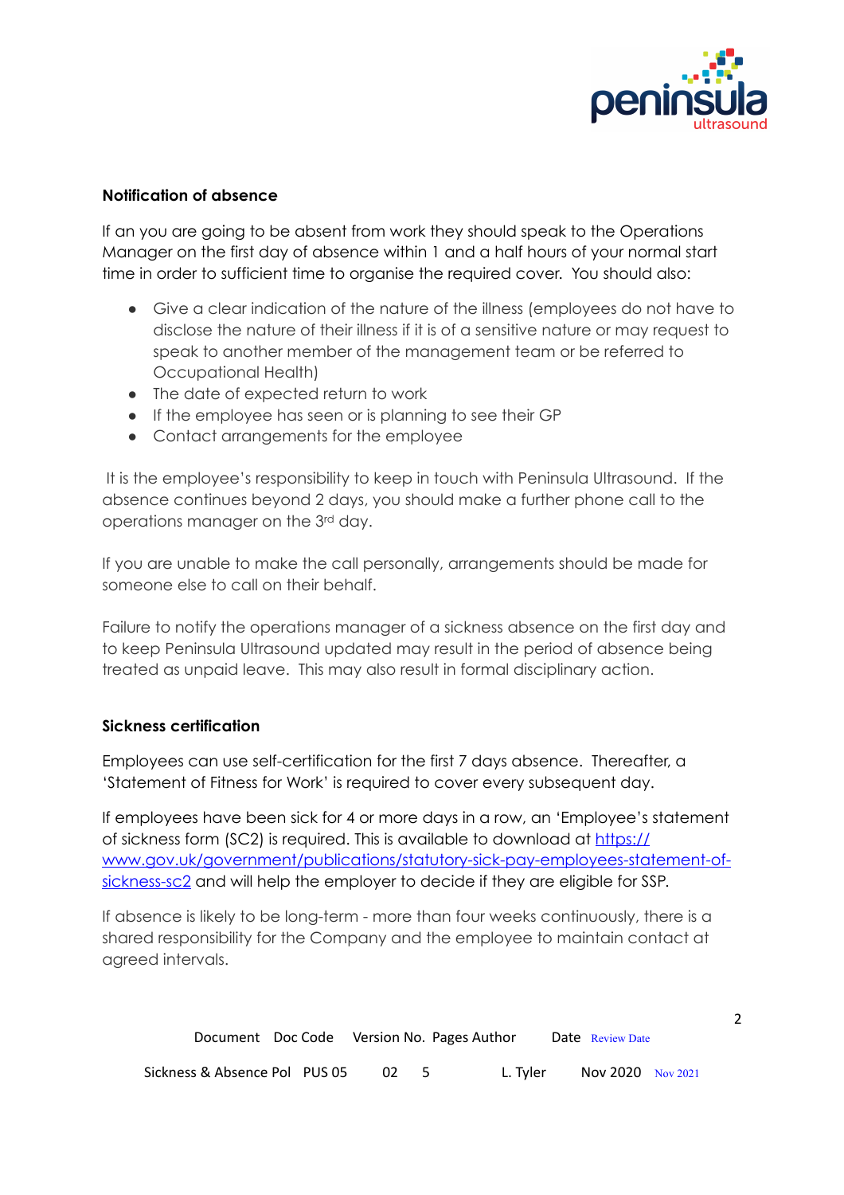**Notification of absence**

If an you are going to be absent from work they should speak to the Operations Manager on the first day of absence within 1 and a half hours of your normal start time in order to sufficient time to organise the required cover. You should also:

- Give a clear indication of the nature of the illness (employees do not have to disclose the nature of their illness if it is of a sensitive nature or may request to speak to another member of the management team or be referred to Occupational Health)
- The date of expected return to work
- If the employee has seen or is planning to see their GP
- Contact arrangements for the employee

It is the employee's responsibility to keep in touch with Peninsula Ultrasound. If the absence continues beyond 2 days, you should make a further phone call to the operations manager on the 3rd day.

If you are unable to make the call personally, arrangements should be made for someone else to call on their behalf.

Failure to notify the operations manager of a sickness absence on the first day and to keep Peninsula Ultrasound updated may result in the period of absence being treated as unpaid leave. This may also result in formal disciplinary action.

**Sickness certification**

Employees can use self-certification for the first 7 days absence. Thereafter, a 'Statement of Fitness for Work' is required to cover every subsequent day.

If employees have been sick for 4 or more days in a row, an 'Employee's statement of sickness form (SC2) is required. This is available to download at [https://www.gov.uk/government/publications/statutory-sick-pay-employees-statement-of-sickness-sc2](https://www.gov.uk/government/publications/statutory-sick-pay-employees-statement-of-sickness-sc2) and will help the employer to decide if they are eligible for SSP.

If absence is likely to be long-term - more than four weeks continuously, there is a shared responsibility for the Company and the employee to maintain contact at agreed intervals.

| Document | Doc Code | Version No. | Pages | Author | Date | Review Date |
|---|---|---|---|---|---|---|
| Sickness & Absence Pol | PUS 05 | 02 | 5 | L. Tyler | Nov 2020 | Nov 2021 |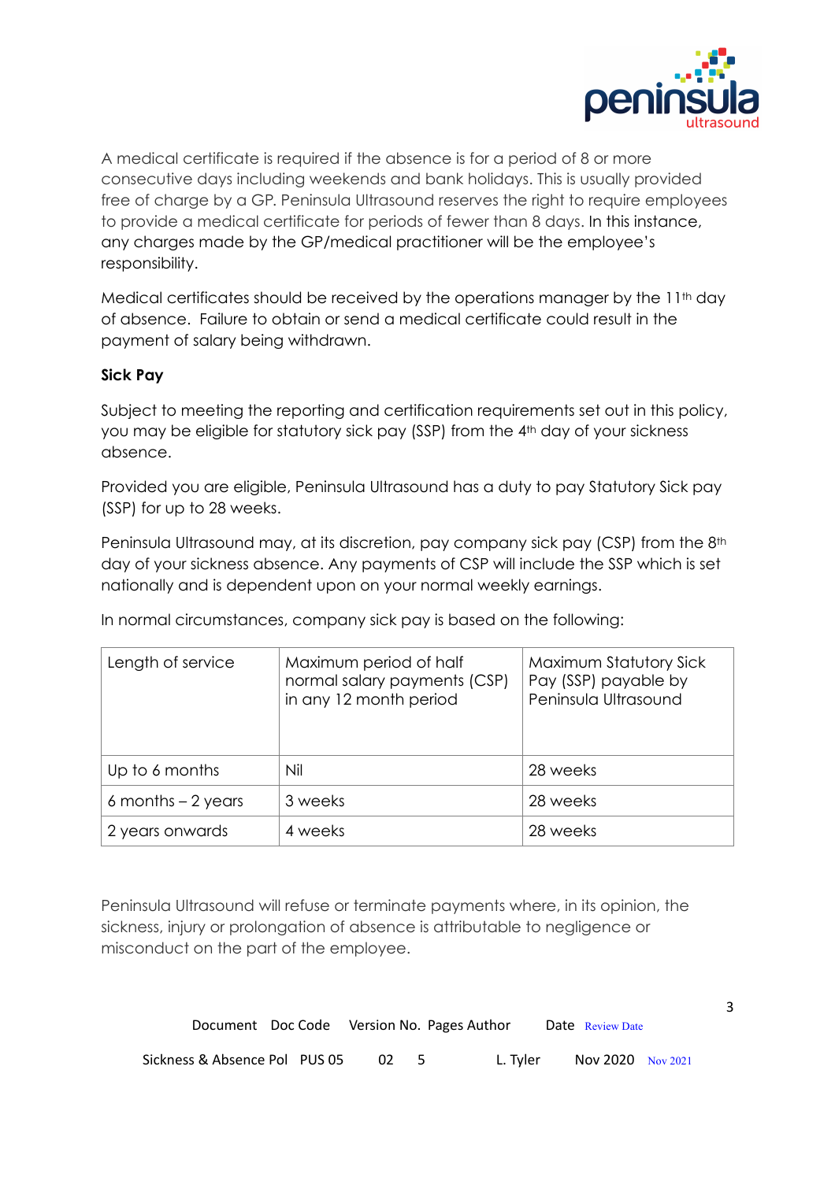A medical certificate is required if the absence is for a period of 8 or more consecutive days including weekends and bank holidays. This is usually provided free of charge by a GP. Peninsula Ultrasound reserves the right to require employees to provide a medical certificate for periods of fewer than 8 days. In this instance, any charges made by the GP/medical practitioner will be the employee's responsibility.

Medical certificates should be received by the operations manager by the 11th day of absence. Failure to obtain or send a medical certificate could result in the payment of salary being withdrawn.

**Sick Pay**

Subject to meeting the reporting and certification requirements set out in this policy, you may be eligible for statutory sick pay (SSP) from the 4th day of your sickness absence.

Provided you are eligible, Peninsula Ultrasound has a duty to pay Statutory Sick pay (SSP) for up to 28 weeks.

Peninsula Ultrasound may, at its discretion, pay company sick pay (CSP) from the 8th day of your sickness absence. Any payments of CSP will include the SSP which is set nationally and is dependent upon on your normal weekly earnings.

In normal circumstances, company sick pay is based on the following:

| Length of service | Maximum period of half normal salary payments (CSP) in any 12 month period | Maximum Statutory Sick Pay (SSP) payable by Peninsula Ultrasound |
|---|---|---|
| Up to 6 months | Nil | 28 weeks |
| 6 months – 2 years | 3 weeks | 28 weeks |
| 2 years onwards | 4 weeks | 28 weeks |

Peninsula Ultrasound will refuse or terminate payments where, in its opinion, the sickness, injury or prolongation of absence is attributable to negligence or misconduct on the part of the employee.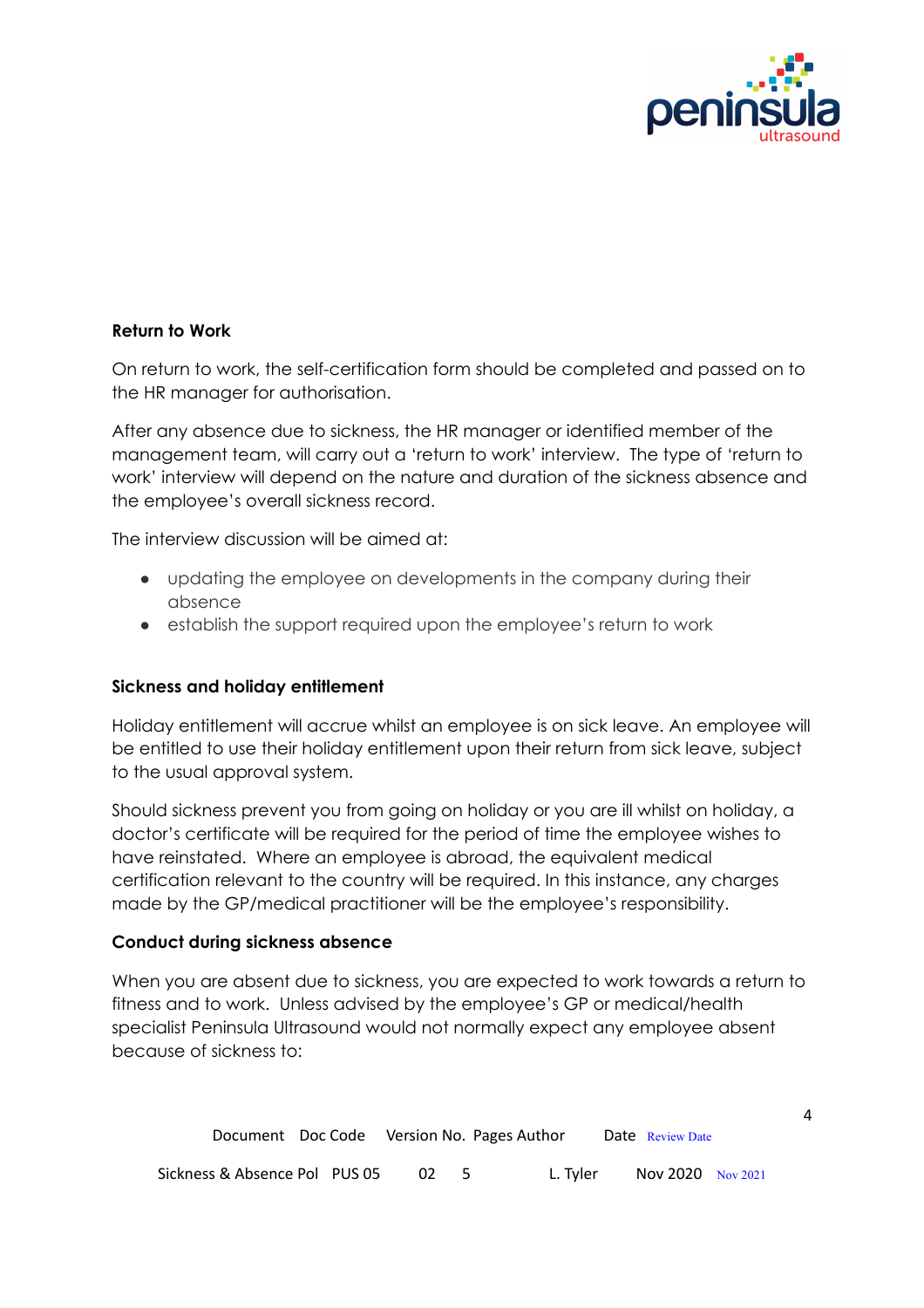**Return to Work**

On return to work, the self-certification form should be completed and passed on to the HR manager for authorisation.

After any absence due to sickness, the HR manager or identified member of the management team, will carry out a 'return to work' interview. The type of 'return to work' interview will depend on the nature and duration of the sickness absence and the employee's overall sickness record.

The interview discussion will be aimed at:

- updating the employee on developments in the company during their absence
- establish the support required upon the employee's return to work

**Sickness and holiday entitlement**

Holiday entitlement will accrue whilst an employee is on sick leave. An employee will be entitled to use their holiday entitlement upon their return from sick leave, subject to the usual approval system.

Should sickness prevent you from going on holiday or you are ill whilst on holiday, a doctor's certificate will be required for the period of time the employee wishes to have reinstated. Where an employee is abroad, the equivalent medical certification relevant to the country will be required. In this instance, any charges made by the GP/medical practitioner will be the employee's responsibility.

**Conduct during sickness absence**

When you are absent due to sickness, you are expected to work towards a return to fitness and to work. Unless advised by the employee's GP or medical/health specialist Peninsula Ultrasound would not normally expect any employee absent because of sickness to: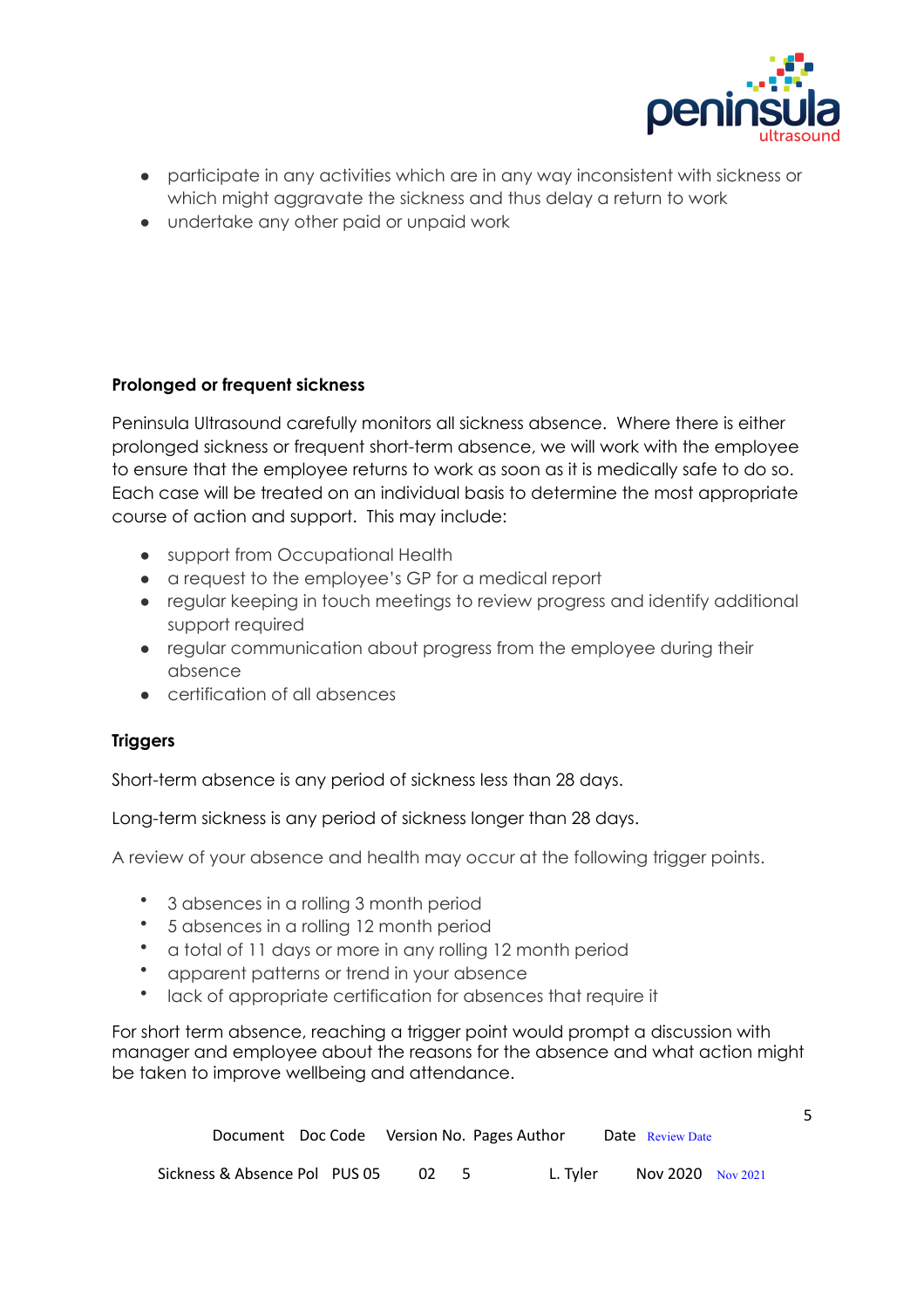- participate in any activities which are in any way inconsistent with sickness or which might aggravate the sickness and thus delay a return to work
- undertake any other paid or unpaid work

**Prolonged or frequent sickness**

Peninsula Ultrasound carefully monitors all sickness absence. Where there is either prolonged sickness or frequent short-term absence, we will work with the employee to ensure that the employee returns to work as soon as it is medically safe to do so. Each case will be treated on an individual basis to determine the most appropriate course of action and support. This may include:

- support from Occupational Health
- a request to the employee's GP for a medical report
- regular keeping in touch meetings to review progress and identify additional support required
- regular communication about progress from the employee during their absence
- certification of all absences

**Triggers**

Short-term absence is any period of sickness less than 28 days.

Long-term sickness is any period of sickness longer than 28 days.

A review of your absence and health may occur at the following trigger points.

- 3 absences in a rolling 3 month period
- 5 absences in a rolling 12 month period
- a total of 11 days or more in any rolling 12 month period
- apparent patterns or trend in your absence
- lack of appropriate certification for absences that require it

For short term absence, reaching a trigger point would prompt a discussion with manager and employee about the reasons for the absence and what action might be taken to improve wellbeing and attendance.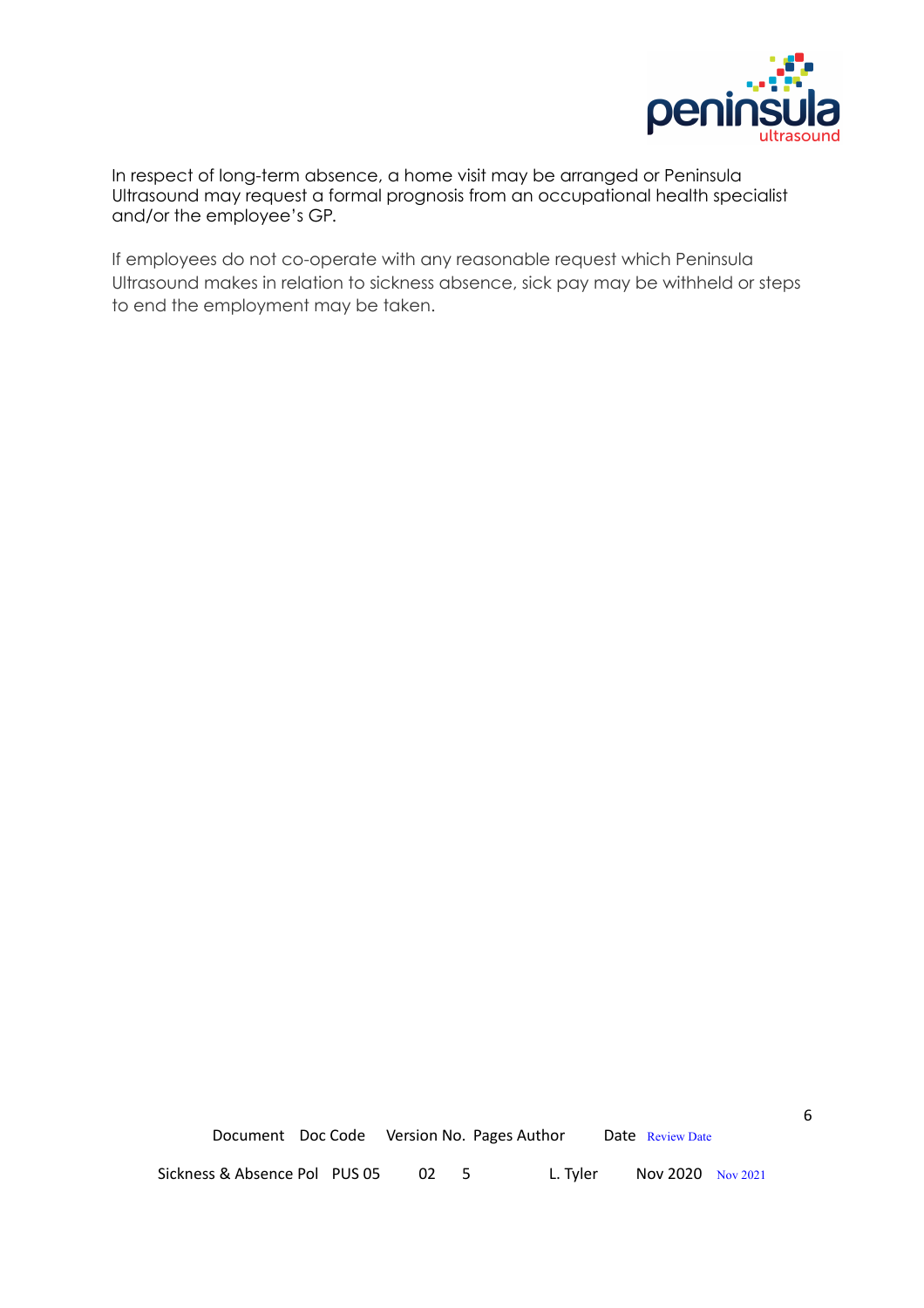In respect of long-term absence, a home visit may be arranged or Peninsula Ultrasound may request a formal prognosis from an occupational health specialist and/or the employee's GP.

If employees do not co-operate with any reasonable request which Peninsula Ultrasound makes in relation to sickness absence, sick pay may be withheld or steps to end the employment may be taken.